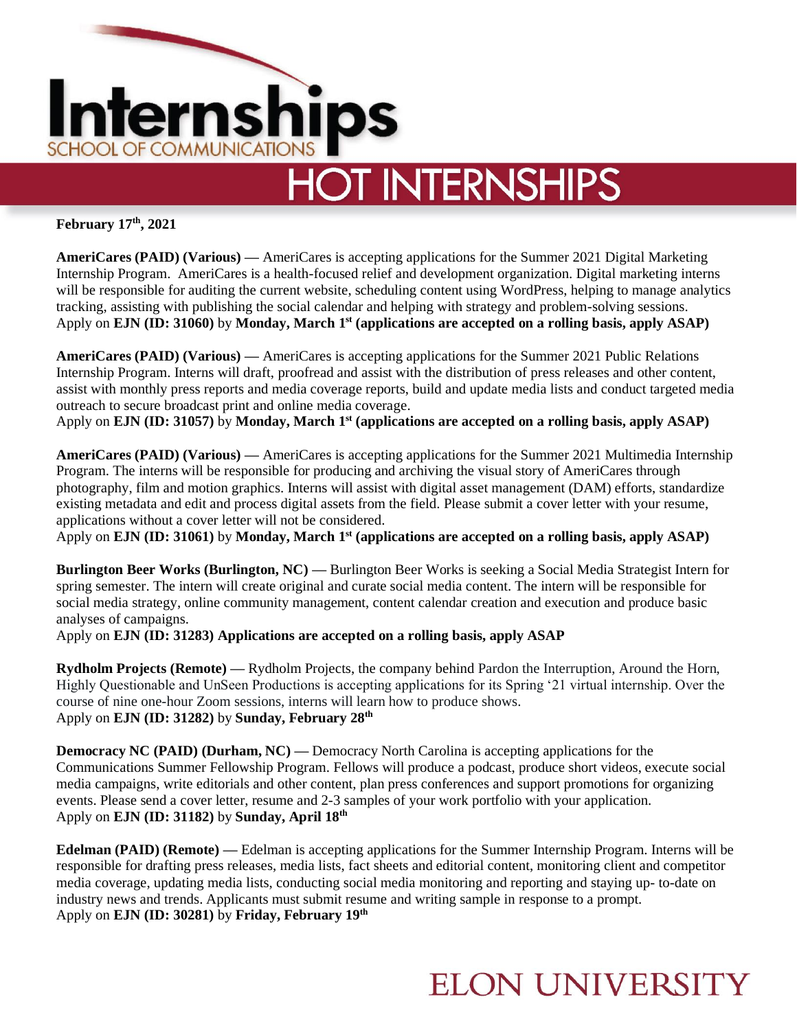# Internships

SCHOOL OF COMMUNICATIONS

## HOT INTERNSHIPS

**February 17th, 2021**

**AmeriCares (PAID) (Various) —** AmeriCares is accepting applications for the Summer 2021 Digital Marketing Internship Program. AmeriCares is a health-focused relief and development organization. Digital marketing interns will be responsible for auditing the current website, scheduling content using WordPress, helping to manage analytics tracking, assisting with publishing the social calendar and helping with strategy and problem-solving sessions.
Apply on **EJN (ID: 31060)** by **Monday, March 1st (applications are accepted on a rolling basis, apply ASAP)**

**AmeriCares (PAID) (Various) —** AmeriCares is accepting applications for the Summer 2021 Public Relations Internship Program. Interns will draft, proofread and assist with the distribution of press releases and other content, assist with monthly press reports and media coverage reports, build and update media lists and conduct targeted media outreach to secure broadcast print and online media coverage.
Apply on **EJN (ID: 31057)** by **Monday, March 1st (applications are accepted on a rolling basis, apply ASAP)**

**AmeriCares (PAID) (Various) —** AmeriCares is accepting applications for the Summer 2021 Multimedia Internship Program. The interns will be responsible for producing and archiving the visual story of AmeriCares through photography, film and motion graphics. Interns will assist with digital asset management (DAM) efforts, standardize existing metadata and edit and process digital assets from the field. Please submit a cover letter with your resume, applications without a cover letter will not be considered.
Apply on **EJN (ID: 31061)** by **Monday, March 1st (applications are accepted on a rolling basis, apply ASAP)**

**Burlington Beer Works (Burlington, NC) —** Burlington Beer Works is seeking a Social Media Strategist Intern for spring semester. The intern will create original and curate social media content. The intern will be responsible for social media strategy, online community management, content calendar creation and execution and produce basic analyses of campaigns.
Apply on **EJN (ID: 31283) Applications are accepted on a rolling basis, apply ASAP**

**Rydholm Projects (Remote) —** Rydholm Projects, the company behind Pardon the Interruption, Around the Horn, Highly Questionable and UnSeen Productions is accepting applications for its Spring '21 virtual internship. Over the course of nine one-hour Zoom sessions, interns will learn how to produce shows.
Apply on **EJN (ID: 31282)** by **Sunday, February 28th**

**Democracy NC (PAID) (Durham, NC) —** Democracy North Carolina is accepting applications for the Communications Summer Fellowship Program. Fellows will produce a podcast, produce short videos, execute social media campaigns, write editorials and other content, plan press conferences and support promotions for organizing events. Please send a cover letter, resume and 2-3 samples of your work portfolio with your application.
Apply on **EJN (ID: 31182)** by **Sunday, April 18th**

**Edelman (PAID) (Remote) —** Edelman is accepting applications for the Summer Internship Program. Interns will be responsible for drafting press releases, media lists, fact sheets and editorial content, monitoring client and competitor media coverage, updating media lists, conducting social media monitoring and reporting and staying up- to-date on industry news and trends. Applicants must submit resume and writing sample in response to a prompt.
Apply on **EJN (ID: 30281)** by **Friday, February 19th**

ELON UNIVERSITY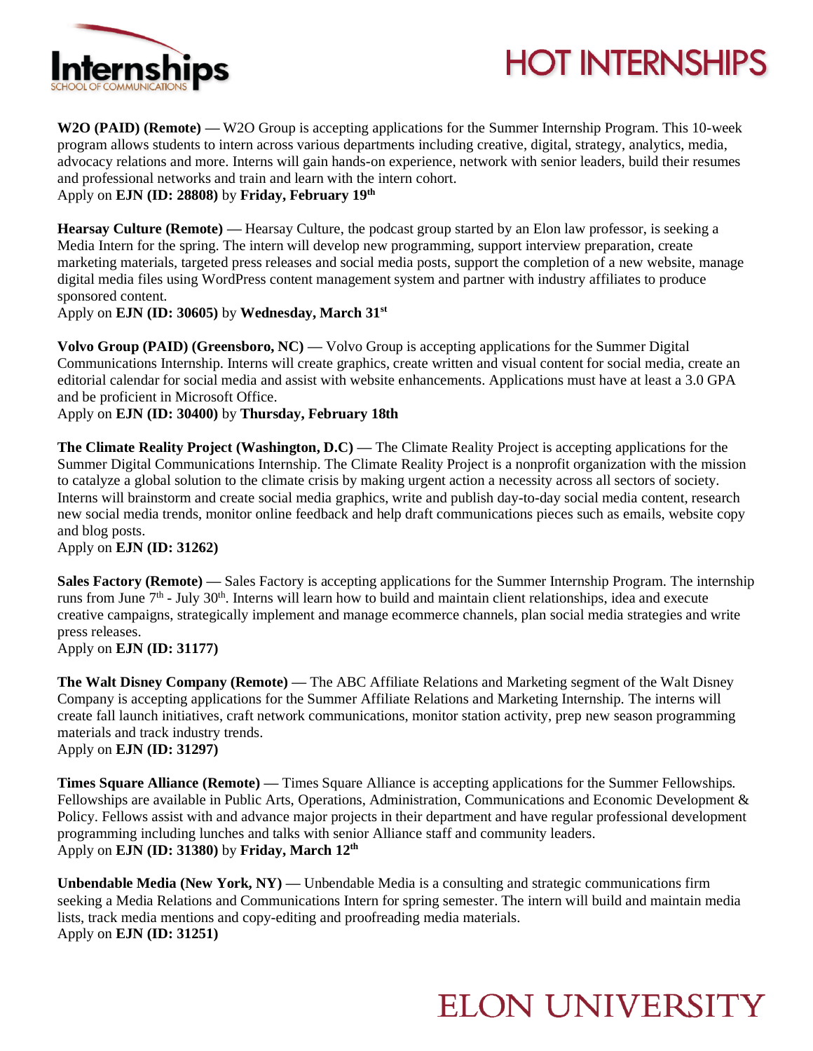# HOT INTERNSHIPS

**W2O (PAID) (Remote) —** W2O Group is accepting applications for the Summer Internship Program. This 10-week program allows students to intern across various departments including creative, digital, strategy, analytics, media, advocacy relations and more. Interns will gain hands-on experience, network with senior leaders, build their resumes and professional networks and train and learn with the intern cohort.
Apply on **EJN (ID: 28808)** by **Friday, February 19th**

**Hearsay Culture (Remote) —** Hearsay Culture, the podcast group started by an Elon law professor, is seeking a Media Intern for the spring. The intern will develop new programming, support interview preparation, create marketing materials, targeted press releases and social media posts, support the completion of a new website, manage digital media files using WordPress content management system and partner with industry affiliates to produce sponsored content.
Apply on **EJN (ID: 30605)** by **Wednesday, March 31st**

**Volvo Group (PAID) (Greensboro, NC) —** Volvo Group is accepting applications for the Summer Digital Communications Internship. Interns will create graphics, create written and visual content for social media, create an editorial calendar for social media and assist with website enhancements. Applications must have at least a 3.0 GPA and be proficient in Microsoft Office.
Apply on **EJN (ID: 30400)** by **Thursday, February 18th**

**The Climate Reality Project (Washington, D.C) —** The Climate Reality Project is accepting applications for the Summer Digital Communications Internship. The Climate Reality Project is a nonprofit organization with the mission to catalyze a global solution to the climate crisis by making urgent action a necessity across all sectors of society. Interns will brainstorm and create social media graphics, write and publish day-to-day social media content, research new social media trends, monitor online feedback and help draft communications pieces such as emails, website copy and blog posts.
Apply on **EJN (ID: 31262)**

**Sales Factory (Remote) —** Sales Factory is accepting applications for the Summer Internship Program. The internship runs from June 7th - July 30th. Interns will learn how to build and maintain client relationships, idea and execute creative campaigns, strategically implement and manage ecommerce channels, plan social media strategies and write press releases.
Apply on **EJN (ID: 31177)**

**The Walt Disney Company (Remote) —** The ABC Affiliate Relations and Marketing segment of the Walt Disney Company is accepting applications for the Summer Affiliate Relations and Marketing Internship. The interns will create fall launch initiatives, craft network communications, monitor station activity, prep new season programming materials and track industry trends.
Apply on **EJN (ID: 31297)**

**Times Square Alliance (Remote) —** Times Square Alliance is accepting applications for the Summer Fellowships. Fellowships are available in Public Arts, Operations, Administration, Communications and Economic Development & Policy. Fellows assist with and advance major projects in their department and have regular professional development programming including lunches and talks with senior Alliance staff and community leaders.
Apply on **EJN (ID: 31380)** by **Friday, March 12th**

**Unbendable Media (New York, NY) —** Unbendable Media is a consulting and strategic communications firm seeking a Media Relations and Communications Intern for spring semester. The intern will build and maintain media lists, track media mentions and copy-editing and proofreading media materials.
Apply on **EJN (ID: 31251)**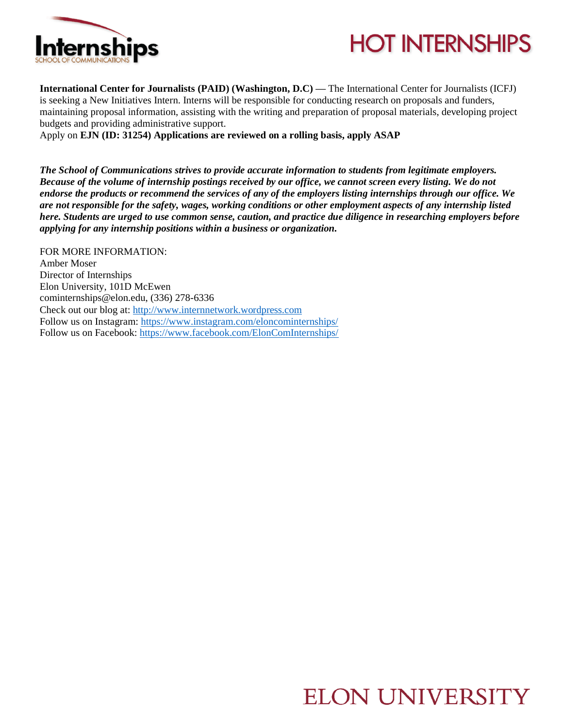**International Center for Journalists (PAID) (Washington, D.C) —** The International Center for Journalists (ICFJ) is seeking a New Initiatives Intern. Interns will be responsible for conducting research on proposals and funders, maintaining proposal information, assisting with the writing and preparation of proposal materials, developing project budgets and providing administrative support.
Apply on **EJN (ID: 31254) Applications are reviewed on a rolling basis, apply ASAP**

***The School of Communications strives to provide accurate information to students from legitimate employers. Because of the volume of internship postings received by our office, we cannot screen every listing. We do not endorse the products or recommend the services of any of the employers listing internships through our office. We are not responsible for the safety, wages, working conditions or other employment aspects of any internship listed here. Students are urged to use common sense, caution, and practice due diligence in researching employers before applying for any internship positions within a business or organization.***

FOR MORE INFORMATION:
Amber Moser
Director of Internships
Elon University, 101D McEwen
cominternships@elon.edu, (336) 278-6336
Check out our blog at: http://www.internnetwork.wordpress.com
Follow us on Instagram: https://www.instagram.com/eloncominternships/
Follow us on Facebook: https://www.facebook.com/ElonComInternships/